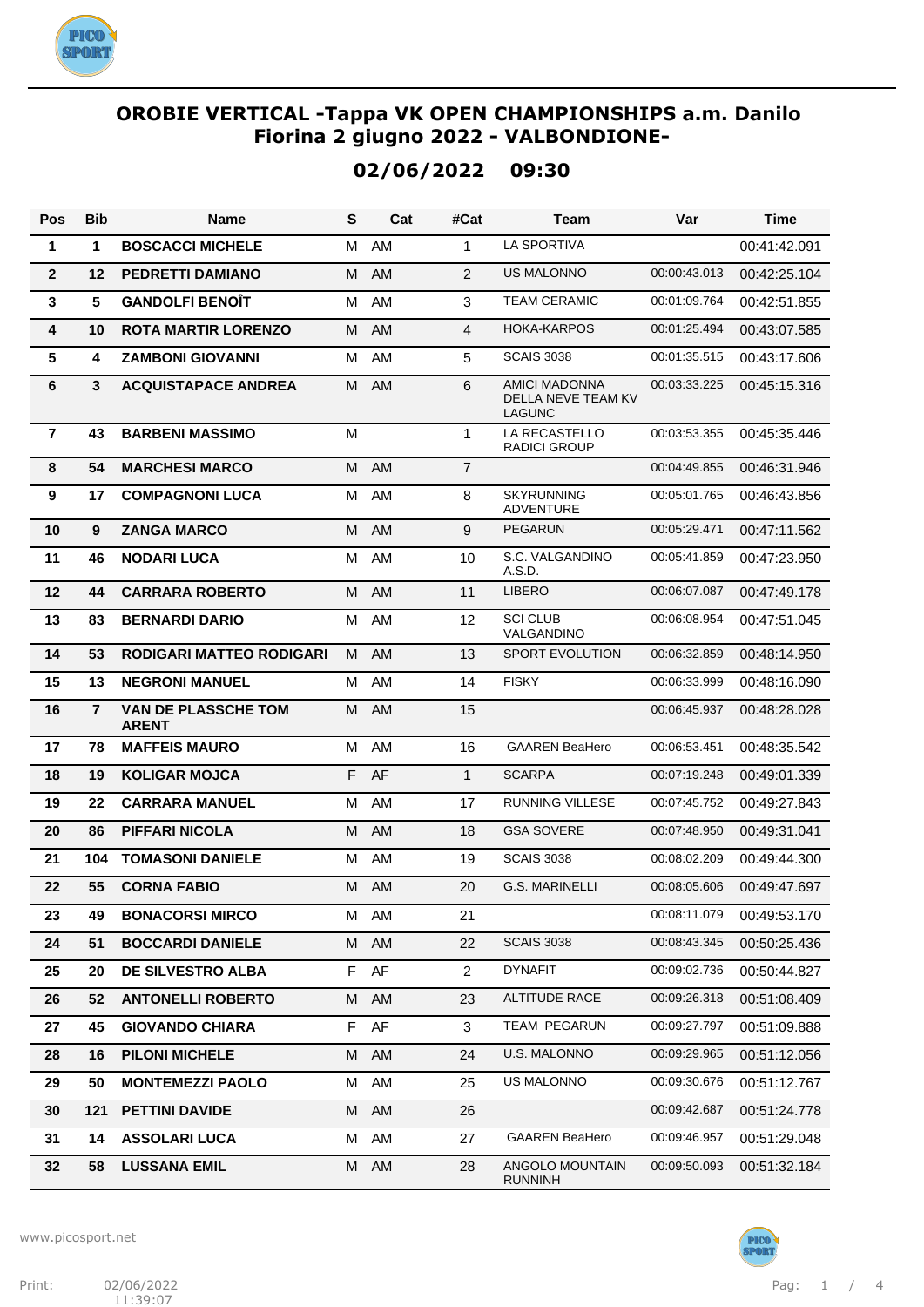# OROBIE VERTICAL -Tappa VK OPEN CHAMPIONSHIPS a.m. Danilo Fiorina 2 giugno 2022 - VALBONDIONE-

## 02/06/2022 09:30

| Pos | Bib | Name | S | Cat | #Cat | Team | Var | Time |
|---|---|---|---|---|---|---|---|---|
| **1** | **1** | **BOSCACCI MICHELE** | M | AM | 1 | LA SPORTIVA | | 00:41:42.091 |
| **2** | **12** | **PEDRETTI DAMIANO** | M | AM | 2 | US MALONNO | 00:00:43.013 | 00:42:25.104 |
| **3** | **5** | **GANDOLFI BENOÎT** | M | AM | 3 | TEAM CERAMIC | 00:01:09.764 | 00:42:51.855 |
| **4** | **10** | **ROTA MARTIR LORENZO** | M | AM | 4 | HOKA-KARPOS | 00:01:25.494 | 00:43:07.585 |
| **5** | **4** | **ZAMBONI GIOVANNI** | M | AM | 5 | SCAIS 3038 | 00:01:35.515 | 00:43:17.606 |
| **6** | **3** | **ACQUISTAPACE ANDREA** | M | AM | 6 | AMICI MADONNA DELLA NEVE TEAM KV LAGUNC | 00:03:33.225 | 00:45:15.316 |
| **7** | **43** | **BARBENI MASSIMO** | M | | 1 | LA RECASTELLO RADICI GROUP | 00:03:53.355 | 00:45:35.446 |
| **8** | **54** | **MARCHESI MARCO** | M | AM | 7 | | 00:04:49.855 | 00:46:31.946 |
| **9** | **17** | **COMPAGNONI LUCA** | M | AM | 8 | SKYRUNNING ADVENTURE | 00:05:01.765 | 00:46:43.856 |
| **10** | **9** | **ZANGA MARCO** | M | AM | 9 | PEGARUN | 00:05:29.471 | 00:47:11.562 |
| **11** | **46** | **NODARI LUCA** | M | AM | 10 | S.C. VALGANDINO A.S.D. | 00:05:41.859 | 00:47:23.950 |
| **12** | **44** | **CARRARA ROBERTO** | M | AM | 11 | LIBERO | 00:06:07.087 | 00:47:49.178 |
| **13** | **83** | **BERNARDI DARIO** | M | AM | 12 | SCI CLUB VALGANDINO | 00:06:08.954 | 00:47:51.045 |
| **14** | **53** | **RODIGARI MATTEO RODIGARI** | M | AM | 13 | SPORT EVOLUTION | 00:06:32.859 | 00:48:14.950 |
| **15** | **13** | **NEGRONI MANUEL** | M | AM | 14 | FISKY | 00:06:33.999 | 00:48:16.090 |
| **16** | **7** | **VAN DE PLASSCHE TOM ARENT** | M | AM | 15 | | 00:06:45.937 | 00:48:28.028 |
| **17** | **78** | **MAFFEIS MAURO** | M | AM | 16 | GAAREN BeaHero | 00:06:53.451 | 00:48:35.542 |
| **18** | **19** | **KOLIGAR MOJCA** | F | AF | 1 | SCARPA | 00:07:19.248 | 00:49:01.339 |
| **19** | **22** | **CARRARA MANUEL** | M | AM | 17 | RUNNING VILLESE | 00:07:45.752 | 00:49:27.843 |
| **20** | **86** | **PIFFARI NICOLA** | M | AM | 18 | GSA SOVERE | 00:07:48.950 | 00:49:31.041 |
| **21** | **104** | **TOMASONI DANIELE** | M | AM | 19 | SCAIS 3038 | 00:08:02.209 | 00:49:44.300 |
| **22** | **55** | **CORNA FABIO** | M | AM | 20 | G.S. MARINELLI | 00:08:05.606 | 00:49:47.697 |
| **23** | **49** | **BONACORSI MIRCO** | M | AM | 21 | | 00:08:11.079 | 00:49:53.170 |
| **24** | **51** | **BOCCARDI DANIELE** | M | AM | 22 | SCAIS 3038 | 00:08:43.345 | 00:50:25.436 |
| **25** | **20** | **DE SILVESTRO ALBA** | F | AF | 2 | DYNAFIT | 00:09:02.736 | 00:50:44.827 |
| **26** | **52** | **ANTONELLI ROBERTO** | M | AM | 23 | ALTITUDE RACE | 00:09:26.318 | 00:51:08.409 |
| **27** | **45** | **GIOVANDO CHIARA** | F | AF | 3 | TEAM PEGARUN | 00:09:27.797 | 00:51:09.888 |
| **28** | **16** | **PILONI MICHELE** | M | AM | 24 | U.S. MALONNO | 00:09:29.965 | 00:51:12.056 |
| **29** | **50** | **MONTEMEZZI PAOLO** | M | AM | 25 | US MALONNO | 00:09:30.676 | 00:51:12.767 |
| **30** | **121** | **PETTINI DAVIDE** | M | AM | 26 | | 00:09:42.687 | 00:51:24.778 |
| **31** | **14** | **ASSOLARI LUCA** | M | AM | 27 | GAAREN BeaHero | 00:09:46.957 | 00:51:29.048 |
| **32** | **58** | **LUSSANA EMIL** | M | AM | 28 | ANGOLO MOUNTAIN RUNNINH | 00:09:50.093 | 00:51:32.184 |

www.picosport.net

Print: 02/06/2022 11:39:07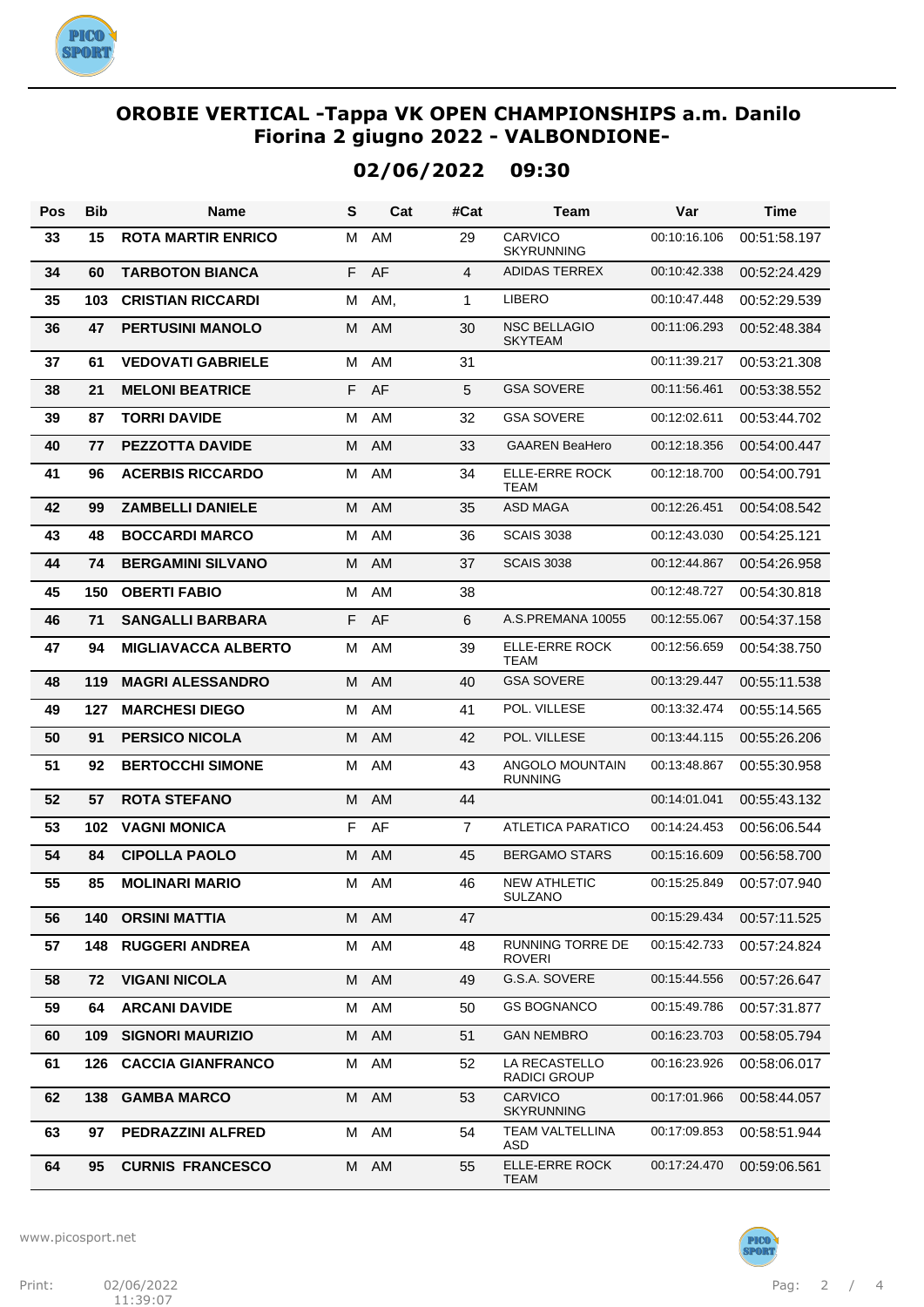# OROBIE VERTICAL -Tappa VK OPEN CHAMPIONSHIPS a.m. Danilo Fiorina 2 giugno 2022 - VALBONDIONE-

## 02/06/2022 09:30

| Pos | Bib | Name | S | Cat | #Cat | Team | Var | Time |
|---|---|---|---|---|---|---|---|---|
| 33 | 15 | ROTA MARTIR ENRICO | M | AM | 29 | CARVICO SKYRUNNING | 00:10:16.106 | 00:51:58.197 |
| 34 | 60 | TARBOTON BIANCA | F | AF | 4 | ADIDAS TERREX | 00:10:42.338 | 00:52:24.429 |
| 35 | 103 | CRISTIAN RICCARDI | M | AM, | 1 | LIBERO | 00:10:47.448 | 00:52:29.539 |
| 36 | 47 | PERTUSINI MANOLO | M | AM | 30 | NSC BELLAGIO SKYTEAM | 00:11:06.293 | 00:52:48.384 |
| 37 | 61 | VEDOVATI GABRIELE | M | AM | 31 | | 00:11:39.217 | 00:53:21.308 |
| 38 | 21 | MELONI BEATRICE | F | AF | 5 | GSA SOVERE | 00:11:56.461 | 00:53:38.552 |
| 39 | 87 | TORRI DAVIDE | M | AM | 32 | GSA SOVERE | 00:12:02.611 | 00:53:44.702 |
| 40 | 77 | PEZZOTTA DAVIDE | M | AM | 33 | GAAREN BeaHero | 00:12:18.356 | 00:54:00.447 |
| 41 | 96 | ACERBIS RICCARDO | M | AM | 34 | ELLE-ERRE ROCK TEAM | 00:12:18.700 | 00:54:00.791 |
| 42 | 99 | ZAMBELLI DANIELE | M | AM | 35 | ASD MAGA | 00:12:26.451 | 00:54:08.542 |
| 43 | 48 | BOCCARDI MARCO | M | AM | 36 | SCAIS 3038 | 00:12:43.030 | 00:54:25.121 |
| 44 | 74 | BERGAMINI SILVANO | M | AM | 37 | SCAIS 3038 | 00:12:44.867 | 00:54:26.958 |
| 45 | 150 | OBERTI FABIO | M | AM | 38 | | 00:12:48.727 | 00:54:30.818 |
| 46 | 71 | SANGALLI BARBARA | F | AF | 6 | A.S.PREMANA 10055 | 00:12:55.067 | 00:54:37.158 |
| 47 | 94 | MIGLIAVACCA ALBERTO | M | AM | 39 | ELLE-ERRE ROCK TEAM | 00:12:56.659 | 00:54:38.750 |
| 48 | 119 | MAGRI ALESSANDRO | M | AM | 40 | GSA SOVERE | 00:13:29.447 | 00:55:11.538 |
| 49 | 127 | MARCHESI DIEGO | M | AM | 41 | POL. VILLESE | 00:13:32.474 | 00:55:14.565 |
| 50 | 91 | PERSICO NICOLA | M | AM | 42 | POL. VILLESE | 00:13:44.115 | 00:55:26.206 |
| 51 | 92 | BERTOCCHI SIMONE | M | AM | 43 | ANGOLO MOUNTAIN RUNNING | 00:13:48.867 | 00:55:30.958 |
| 52 | 57 | ROTA STEFANO | M | AM | 44 | | 00:14:01.041 | 00:55:43.132 |
| 53 | 102 | VAGNI MONICA | F | AF | 7 | ATLETICA PARATICO | 00:14:24.453 | 00:56:06.544 |
| 54 | 84 | CIPOLLA PAOLO | M | AM | 45 | BERGAMO STARS | 00:15:16.609 | 00:56:58.700 |
| 55 | 85 | MOLINARI MARIO | M | AM | 46 | NEW ATHLETIC SULZANO | 00:15:25.849 | 00:57:07.940 |
| 56 | 140 | ORSINI MATTIA | M | AM | 47 | | 00:15:29.434 | 00:57:11.525 |
| 57 | 148 | RUGGERI ANDREA | M | AM | 48 | RUNNING TORRE DE ROVERI | 00:15:42.733 | 00:57:24.824 |
| 58 | 72 | VIGANI NICOLA | M | AM | 49 | G.S.A. SOVERE | 00:15:44.556 | 00:57:26.647 |
| 59 | 64 | ARCANI DAVIDE | M | AM | 50 | GS BOGNANCO | 00:15:49.786 | 00:57:31.877 |
| 60 | 109 | SIGNORI MAURIZIO | M | AM | 51 | GAN NEMBRO | 00:16:23.703 | 00:58:05.794 |
| 61 | 126 | CACCIA GIANFRANCO | M | AM | 52 | LA RECASTELLO RADICI GROUP | 00:16:23.926 | 00:58:06.017 |
| 62 | 138 | GAMBA MARCO | M | AM | 53 | CARVICO SKYRUNNING | 00:17:01.966 | 00:58:44.057 |
| 63 | 97 | PEDRAZZINI ALFRED | M | AM | 54 | TEAM VALTELLINA ASD | 00:17:09.853 | 00:58:51.944 |
| 64 | 95 | CURNIS FRANCESCO | M | AM | 55 | ELLE-ERRE ROCK TEAM | 00:17:24.470 | 00:59:06.561 |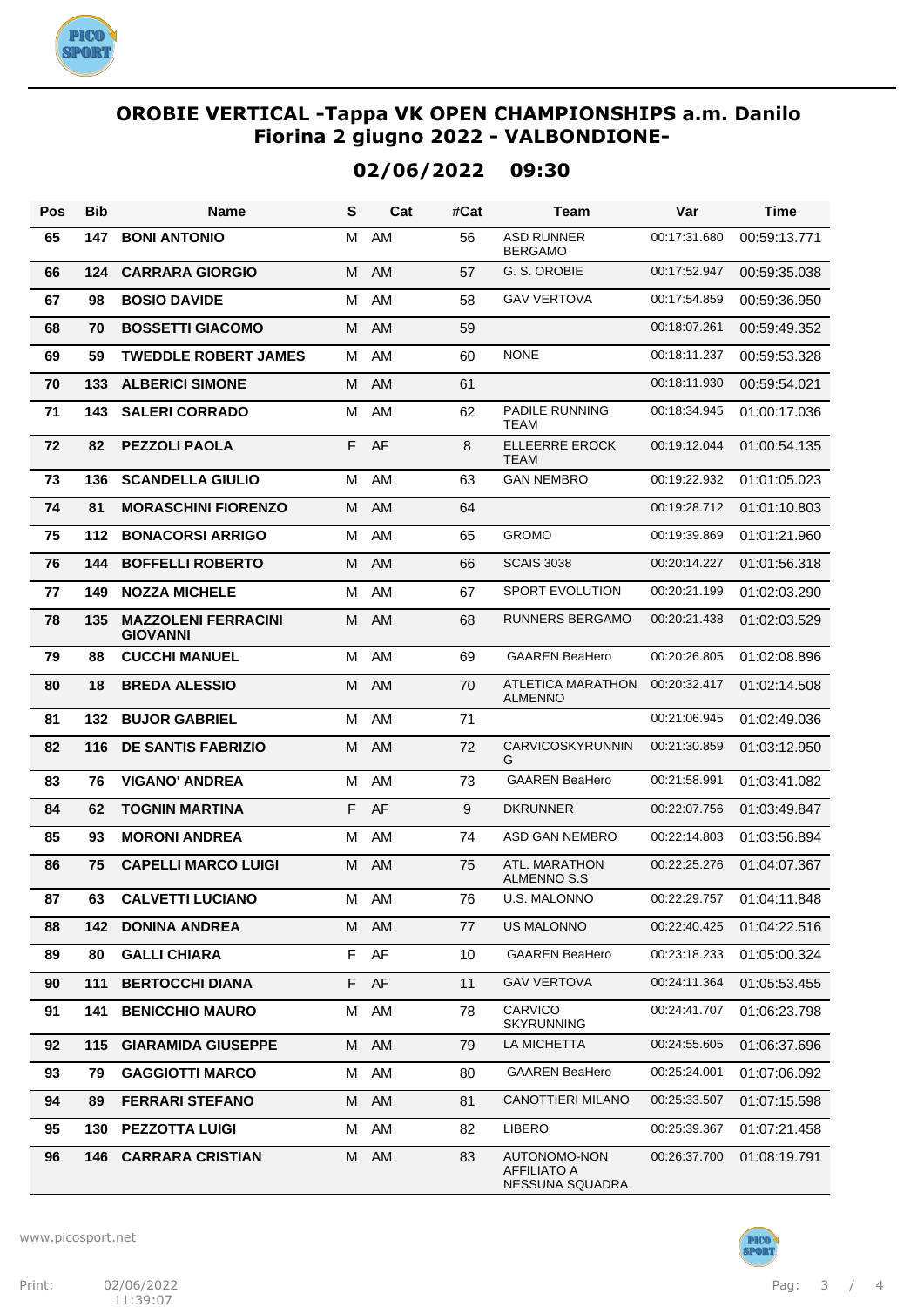# OROBIE VERTICAL -Tappa VK OPEN CHAMPIONSHIPS a.m. Danilo Fiorina 2 giugno 2022 - VALBONDIONE-

## 02/06/2022 09:30

| Pos | Bib | Name | S | Cat | #Cat | Team | Var | Time |
|---|---|---|---|---|---|---|---|---|
| 65 | 147 | **BONI ANTONIO** | M | AM | 56 | ASD RUNNER BERGAMO | 00:17:31.680 | 00:59:13.771 |
| 66 | 124 | **CARRARA GIORGIO** | M | AM | 57 | G. S. OROBIE | 00:17:52.947 | 00:59:35.038 |
| 67 | 98 | **BOSIO DAVIDE** | M | AM | 58 | GAV VERTOVA | 00:17:54.859 | 00:59:36.950 |
| 68 | 70 | **BOSSETTI GIACOMO** | M | AM | 59 | | 00:18:07.261 | 00:59:49.352 |
| 69 | 59 | **TWEDDLE ROBERT JAMES** | M | AM | 60 | NONE | 00:18:11.237 | 00:59:53.328 |
| 70 | 133 | **ALBERICI SIMONE** | M | AM | 61 | | 00:18:11.930 | 00:59:54.021 |
| 71 | 143 | **SALERI CORRADO** | M | AM | 62 | PADILE RUNNING TEAM | 00:18:34.945 | 01:00:17.036 |
| 72 | 82 | **PEZZOLI PAOLA** | F | AF | 8 | ELLEERRE EROCK TEAM | 00:19:12.044 | 01:00:54.135 |
| 73 | 136 | **SCANDELLA GIULIO** | M | AM | 63 | GAN NEMBRO | 00:19:22.932 | 01:01:05.023 |
| 74 | 81 | **MORASCHINI FIORENZO** | M | AM | 64 | | 00:19:28.712 | 01:01:10.803 |
| 75 | 112 | **BONACORSI ARRIGO** | M | AM | 65 | GROMO | 00:19:39.869 | 01:01:21.960 |
| 76 | 144 | **BOFFELLI ROBERTO** | M | AM | 66 | SCAIS 3038 | 00:20:14.227 | 01:01:56.318 |
| 77 | 149 | **NOZZA MICHELE** | M | AM | 67 | SPORT EVOLUTION | 00:20:21.199 | 01:02:03.290 |
| 78 | 135 | **MAZZOLENI FERRACINI GIOVANNI** | M | AM | 68 | RUNNERS BERGAMO | 00:20:21.438 | 01:02:03.529 |
| 79 | 88 | **CUCCHI MANUEL** | M | AM | 69 | GAAREN BeaHero | 00:20:26.805 | 01:02:08.896 |
| 80 | 18 | **BREDA ALESSIO** | M | AM | 70 | ATLETICA MARATHON ALMENNO | 00:20:32.417 | 01:02:14.508 |
| 81 | 132 | **BUJOR GABRIEL** | M | AM | 71 | | 00:21:06.945 | 01:02:49.036 |
| 82 | 116 | **DE SANTIS FABRIZIO** | M | AM | 72 | CARVICOSKYRUNNING | 00:21:30.859 | 01:03:12.950 |
| 83 | 76 | **VIGANO' ANDREA** | M | AM | 73 | GAAREN BeaHero | 00:21:58.991 | 01:03:41.082 |
| 84 | 62 | **TOGNIN MARTINA** | F | AF | 9 | DKRUNNER | 00:22:07.756 | 01:03:49.847 |
| 85 | 93 | **MORONI ANDREA** | M | AM | 74 | ASD GAN NEMBRO | 00:22:14.803 | 01:03:56.894 |
| 86 | 75 | **CAPELLI MARCO LUIGI** | M | AM | 75 | ATL. MARATHON ALMENNO S.S | 00:22:25.276 | 01:04:07.367 |
| 87 | 63 | **CALVETTI LUCIANO** | M | AM | 76 | U.S. MALONNO | 00:22:29.757 | 01:04:11.848 |
| 88 | 142 | **DONINA ANDREA** | M | AM | 77 | US MALONNO | 00:22:40.425 | 01:04:22.516 |
| 89 | 80 | **GALLI CHIARA** | F | AF | 10 | GAAREN BeaHero | 00:23:18.233 | 01:05:00.324 |
| 90 | 111 | **BERTOCCHI DIANA** | F | AF | 11 | GAV VERTOVA | 00:24:11.364 | 01:05:53.455 |
| 91 | 141 | **BENICCHIO MAURO** | M | AM | 78 | CARVICO SKYRUNNING | 00:24:41.707 | 01:06:23.798 |
| 92 | 115 | **GIARAMIDA GIUSEPPE** | M | AM | 79 | LA MICHETTA | 00:24:55.605 | 01:06:37.696 |
| 93 | 79 | **GAGGIOTTI MARCO** | M | AM | 80 | GAAREN BeaHero | 00:25:24.001 | 01:07:06.092 |
| 94 | 89 | **FERRARI STEFANO** | M | AM | 81 | CANOTTIERI MILANO | 00:25:33.507 | 01:07:15.598 |
| 95 | 130 | **PEZZOTTA LUIGI** | M | AM | 82 | LIBERO | 00:25:39.367 | 01:07:21.458 |
| 96 | 146 | **CARRARA CRISTIAN** | M | AM | 83 | AUTONOMO-NON AFFILIATO A NESSUNA SQUADRA | 00:26:37.700 | 01:08:19.791 |

www.picosport.net

Print: 02/06/2022 11:39:07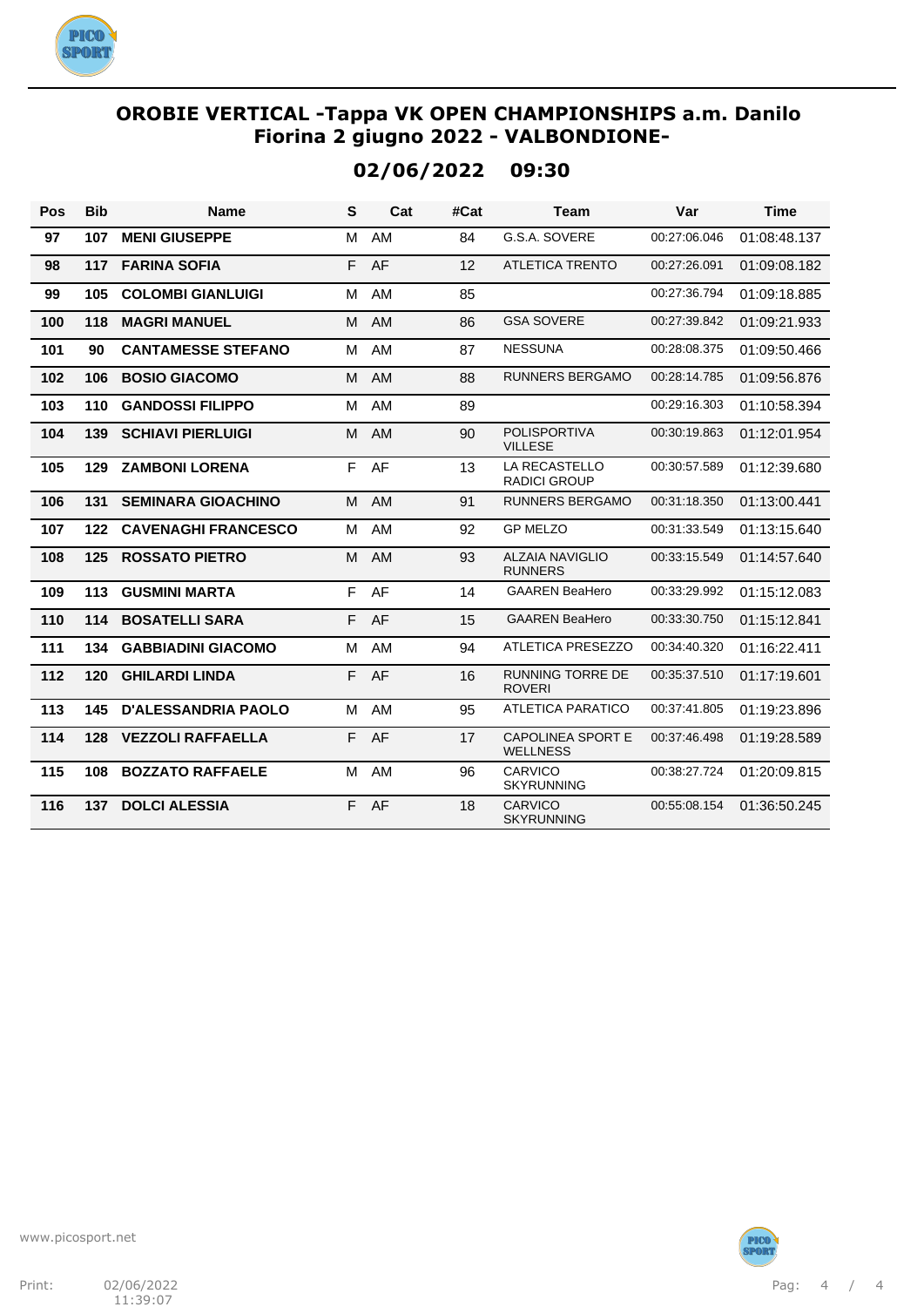# OROBIE VERTICAL -Tappa VK OPEN CHAMPIONSHIPS a.m. Danilo Fiorina 2 giugno 2022 - VALBONDIONE-

## 02/06/2022 09:30

| Pos | Bib | Name | S | Cat | #Cat | Team | Var | Time |
|---|---|---|---|---|---|---|---|---|
| 97 | 107 | **MENI GIUSEPPE** | M | AM | 84 | G.S.A. SOVERE | 00:27:06.046 | 01:08:48.137 |
| 98 | 117 | **FARINA SOFIA** | F | AF | 12 | ATLETICA TRENTO | 00:27:26.091 | 01:09:08.182 |
| 99 | 105 | **COLOMBI GIANLUIGI** | M | AM | 85 | | 00:27:36.794 | 01:09:18.885 |
| 100 | 118 | **MAGRI MANUEL** | M | AM | 86 | GSA SOVERE | 00:27:39.842 | 01:09:21.933 |
| 101 | 90 | **CANTAMESSE STEFANO** | M | AM | 87 | NESSUNA | 00:28:08.375 | 01:09:50.466 |
| 102 | 106 | **BOSIO GIACOMO** | M | AM | 88 | RUNNERS BERGAMO | 00:28:14.785 | 01:09:56.876 |
| 103 | 110 | **GANDOSSI FILIPPO** | M | AM | 89 | | 00:29:16.303 | 01:10:58.394 |
| 104 | 139 | **SCHIAVI PIERLUIGI** | M | AM | 90 | POLISPORTIVA VILLESE | 00:30:19.863 | 01:12:01.954 |
| 105 | 129 | **ZAMBONI LORENA** | F | AF | 13 | LA RECASTELLO RADICI GROUP | 00:30:57.589 | 01:12:39.680 |
| 106 | 131 | **SEMINARA GIOACHINO** | M | AM | 91 | RUNNERS BERGAMO | 00:31:18.350 | 01:13:00.441 |
| 107 | 122 | **CAVENAGHI FRANCESCO** | M | AM | 92 | GP MELZO | 00:31:33.549 | 01:13:15.640 |
| 108 | 125 | **ROSSATO PIETRO** | M | AM | 93 | ALZAIA NAVIGLIO RUNNERS | 00:33:15.549 | 01:14:57.640 |
| 109 | 113 | **GUSMINI MARTA** | F | AF | 14 | GAAREN BeaHero | 00:33:29.992 | 01:15:12.083 |
| 110 | 114 | **BOSATELLI SARA** | F | AF | 15 | GAAREN BeaHero | 00:33:30.750 | 01:15:12.841 |
| 111 | 134 | **GABBIADINI GIACOMO** | M | AM | 94 | ATLETICA PRESEZZO | 00:34:40.320 | 01:16:22.411 |
| 112 | 120 | **GHILARDI LINDA** | F | AF | 16 | RUNNING TORRE DE ROVERI | 00:35:37.510 | 01:17:19.601 |
| 113 | 145 | **D'ALESSANDRIA PAOLO** | M | AM | 95 | ATLETICA PARATICO | 00:37:41.805 | 01:19:23.896 |
| 114 | 128 | **VEZZOLI RAFFAELLA** | F | AF | 17 | CAPOLINEA SPORT E WELLNESS | 00:37:46.498 | 01:19:28.589 |
| 115 | 108 | **BOZZATO RAFFAELE** | M | AM | 96 | CARVICO SKYRUNNING | 00:38:27.724 | 01:20:09.815 |
| 116 | 137 | **DOLCI ALESSIA** | F | AF | 18 | CARVICO SKYRUNNING | 00:55:08.154 | 01:36:50.245 |

www.picosport.net

Print: 02/06/2022 11:39:07